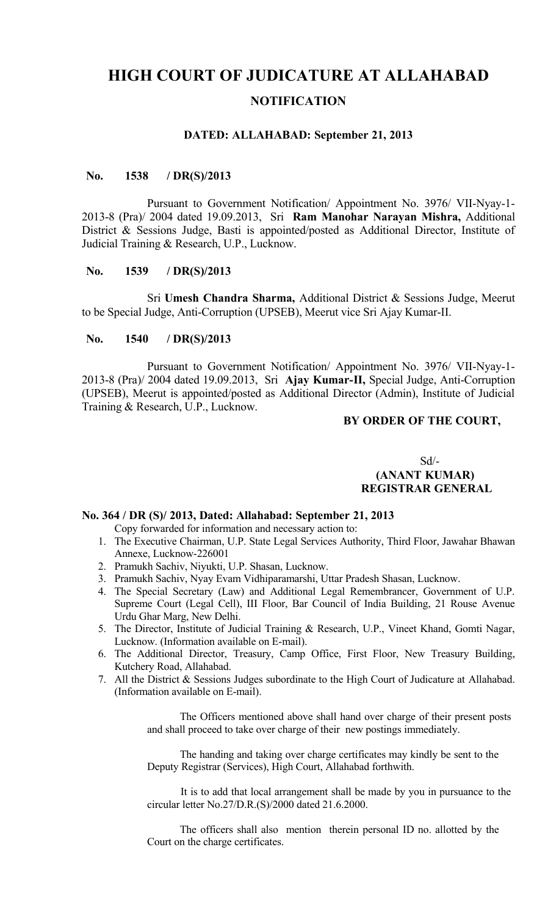# HIGH COURT OF JUDICATURE AT ALLAHABAD

## NOTIFICATION

### DATED: ALLAHABAD: September 21, 2013

**No. 1538 / DR(S)/2013**

Pursuant to Government Notification/ Appointment No. 3976/ VII-Nyay-1-2013-8 (Pra)/ 2004 dated 19.09.2013, Sri **Ram Manohar Narayan Mishra,** Additional District & Sessions Judge, Basti is appointed/posted as Additional Director, Institute of Judicial Training & Research, U.P., Lucknow.

**No. 1539 / DR(S)/2013**

Sri **Umesh Chandra Sharma,** Additional District & Sessions Judge, Meerut to be Special Judge, Anti-Corruption (UPSEB), Meerut vice Sri Ajay Kumar-II.

**No. 1540 / DR(S)/2013**

Pursuant to Government Notification/ Appointment No. 3976/ VII-Nyay-1-2013-8 (Pra)/ 2004 dated 19.09.2013, Sri **Ajay Kumar-II,** Special Judge, Anti-Corruption (UPSEB), Meerut is appointed/posted as Additional Director (Admin), Institute of Judicial Training & Research, U.P., Lucknow.

**BY ORDER OF THE COURT,**

Sd/-
**(ANANT KUMAR)**
**REGISTRAR GENERAL**

**No. 364 / DR (S)/ 2013, Dated: Allahabad: September 21, 2013**

Copy forwarded for information and necessary action to:

1. The Executive Chairman, U.P. State Legal Services Authority, Third Floor, Jawahar Bhawan Annexe, Lucknow-226001
2. Pramukh Sachiv, Niyukti, U.P. Shasan, Lucknow.
3. Pramukh Sachiv, Nyay Evam Vidhiparamarshi, Uttar Pradesh Shasan, Lucknow.
4. The Special Secretary (Law) and Additional Legal Remembrancer, Government of U.P. Supreme Court (Legal Cell), III Floor, Bar Council of India Building, 21 Rouse Avenue Urdu Ghar Marg, New Delhi.
5. The Director, Institute of Judicial Training & Research, U.P., Vineet Khand, Gomti Nagar, Lucknow. (Information available on E-mail).
6. The Additional Director, Treasury, Camp Office, First Floor, New Treasury Building, Kutchery Road, Allahabad.
7. All the District & Sessions Judges subordinate to the High Court of Judicature at Allahabad. (Information available on E-mail).

The Officers mentioned above shall hand over charge of their present posts and shall proceed to take over charge of their new postings immediately.

The handing and taking over charge certificates may kindly be sent to the Deputy Registrar (Services), High Court, Allahabad forthwith.

It is to add that local arrangement shall be made by you in pursuance to the circular letter No.27/D.R.(S)/2000 dated 21.6.2000.

The officers shall also mention therein personal ID no. allotted by the Court on the charge certificates.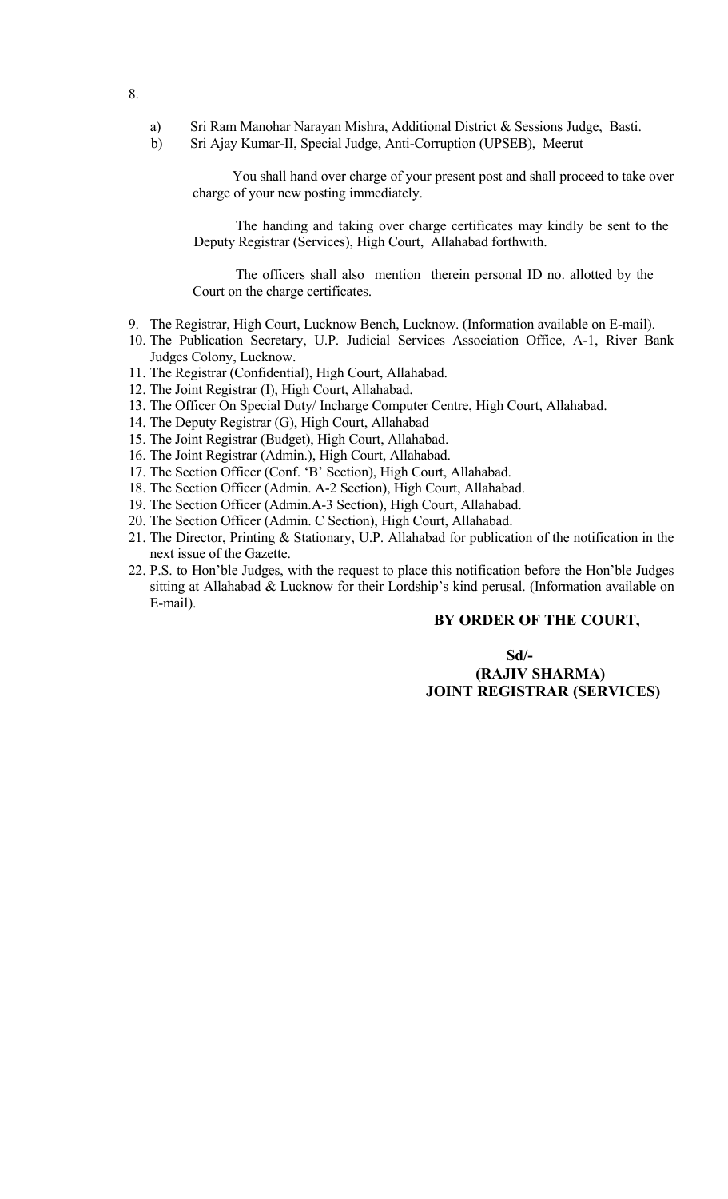8.

a) Sri Ram Manohar Narayan Mishra, Additional District & Sessions Judge, Basti.

b) Sri Ajay Kumar-II, Special Judge, Anti-Corruption (UPSEB), Meerut

You shall hand over charge of your present post and shall proceed to take over charge of your new posting immediately.

The handing and taking over charge certificates may kindly be sent to the Deputy Registrar (Services), High Court, Allahabad forthwith.

The officers shall also mention therein personal ID no. allotted by the Court on the charge certificates.

9. The Registrar, High Court, Lucknow Bench, Lucknow. (Information available on E-mail).
10. The Publication Secretary, U.P. Judicial Services Association Office, A-1, River Bank Judges Colony, Lucknow.
11. The Registrar (Confidential), High Court, Allahabad.
12. The Joint Registrar (I), High Court, Allahabad.
13. The Officer On Special Duty/ Incharge Computer Centre, High Court, Allahabad.
14. The Deputy Registrar (G), High Court, Allahabad
15. The Joint Registrar (Budget), High Court, Allahabad.
16. The Joint Registrar (Admin.), High Court, Allahabad.
17. The Section Officer (Conf. 'B' Section), High Court, Allahabad.
18. The Section Officer (Admin. A-2 Section), High Court, Allahabad.
19. The Section Officer (Admin.A-3 Section), High Court, Allahabad.
20. The Section Officer (Admin. C Section), High Court, Allahabad.
21. The Director, Printing & Stationary, U.P. Allahabad for publication of the notification in the next issue of the Gazette.
22. P.S. to Hon'ble Judges, with the request to place this notification before the Hon'ble Judges sitting at Allahabad & Lucknow for their Lordship's kind perusal. (Information available on E-mail).

**BY ORDER OF THE COURT,**

**Sd/-**
**(RAJIV SHARMA)**
**JOINT REGISTRAR (SERVICES)**